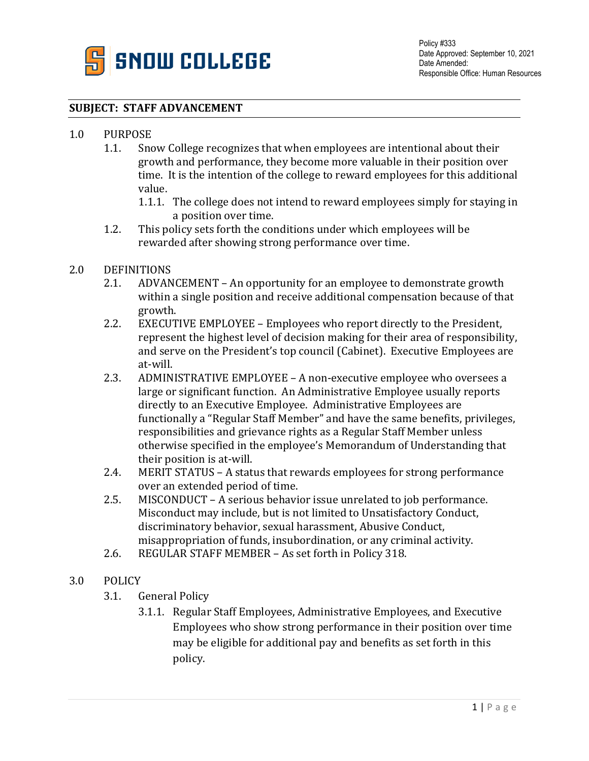SNOW COLLEGE

Policy #333
Date Approved: September 10, 2021
Date Amended:
Responsible Office: Human Resources

**SUBJECT: STAFF ADVANCEMENT**

1.0 PURPOSE

1.1. Snow College recognizes that when employees are intentional about their growth and performance, they become more valuable in their position over time. It is the intention of the college to reward employees for this additional value.

1.1.1. The college does not intend to reward employees simply for staying in a position over time.

1.2. This policy sets forth the conditions under which employees will be rewarded after showing strong performance over time.

2.0 DEFINITIONS

2.1. ADVANCEMENT – An opportunity for an employee to demonstrate growth within a single position and receive additional compensation because of that growth.

2.2. EXECUTIVE EMPLOYEE – Employees who report directly to the President, represent the highest level of decision making for their area of responsibility, and serve on the President's top council (Cabinet). Executive Employees are at-will.

2.3. ADMINISTRATIVE EMPLOYEE – A non-executive employee who oversees a large or significant function. An Administrative Employee usually reports directly to an Executive Employee. Administrative Employees are functionally a "Regular Staff Member" and have the same benefits, privileges, responsibilities and grievance rights as a Regular Staff Member unless otherwise specified in the employee's Memorandum of Understanding that their position is at-will.

2.4. MERIT STATUS – A status that rewards employees for strong performance over an extended period of time.

2.5. MISCONDUCT – A serious behavior issue unrelated to job performance. Misconduct may include, but is not limited to Unsatisfactory Conduct, discriminatory behavior, sexual harassment, Abusive Conduct, misappropriation of funds, insubordination, or any criminal activity.

2.6. REGULAR STAFF MEMBER – As set forth in Policy 318.

3.0 POLICY

3.1. General Policy

3.1.1. Regular Staff Employees, Administrative Employees, and Executive Employees who show strong performance in their position over time may be eligible for additional pay and benefits as set forth in this policy.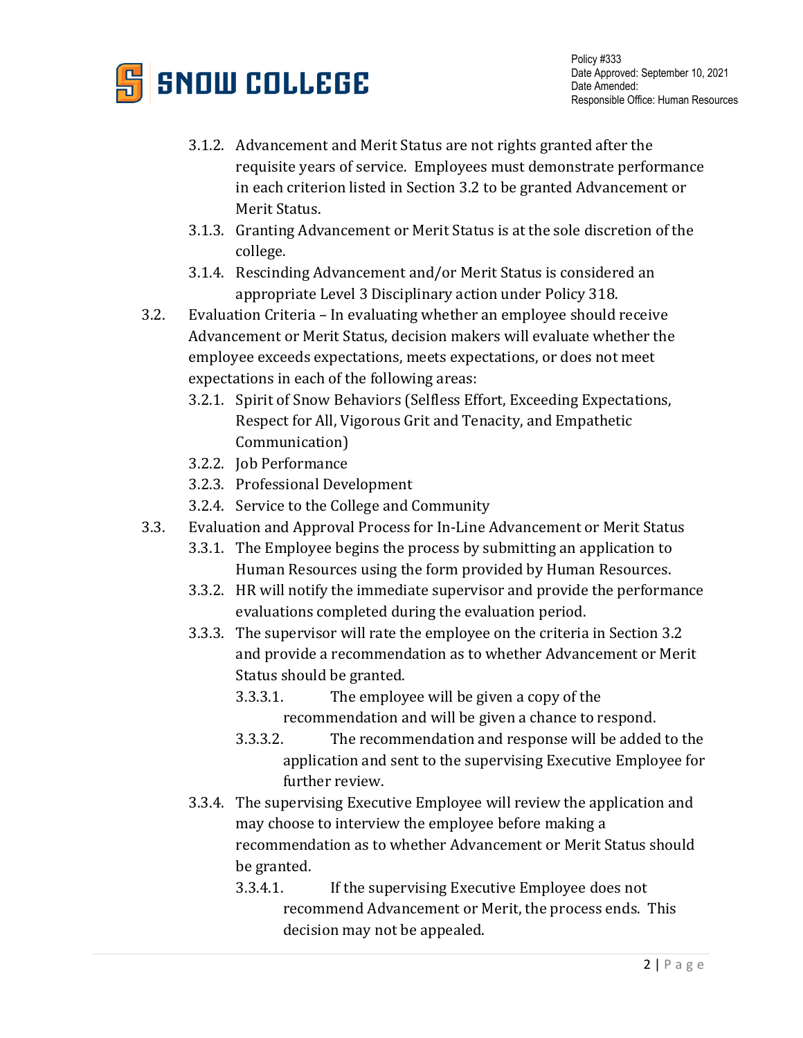- 3.1.2. Advancement and Merit Status are not rights granted after the requisite years of service. Employees must demonstrate performance in each criterion listed in Section 3.2 to be granted Advancement or Merit Status.
- 3.1.3. Granting Advancement or Merit Status is at the sole discretion of the college.
- 3.1.4. Rescinding Advancement and/or Merit Status is considered an appropriate Level 3 Disciplinary action under Policy 318.

3.2. Evaluation Criteria – In evaluating whether an employee should receive Advancement or Merit Status, decision makers will evaluate whether the employee exceeds expectations, meets expectations, or does not meet expectations in each of the following areas:

- 3.2.1. Spirit of Snow Behaviors (Selfless Effort, Exceeding Expectations, Respect for All, Vigorous Grit and Tenacity, and Empathetic Communication)
- 3.2.2. Job Performance
- 3.2.3. Professional Development
- 3.2.4. Service to the College and Community

3.3. Evaluation and Approval Process for In-Line Advancement or Merit Status

- 3.3.1. The Employee begins the process by submitting an application to Human Resources using the form provided by Human Resources.
- 3.3.2. HR will notify the immediate supervisor and provide the performance evaluations completed during the evaluation period.
- 3.3.3. The supervisor will rate the employee on the criteria in Section 3.2 and provide a recommendation as to whether Advancement or Merit Status should be granted.
  - 3.3.3.1. The employee will be given a copy of the recommendation and will be given a chance to respond.
  - 3.3.3.2. The recommendation and response will be added to the application and sent to the supervising Executive Employee for further review.
- 3.3.4. The supervising Executive Employee will review the application and may choose to interview the employee before making a recommendation as to whether Advancement or Merit Status should be granted.
  - 3.3.4.1. If the supervising Executive Employee does not recommend Advancement or Merit, the process ends. This decision may not be appealed.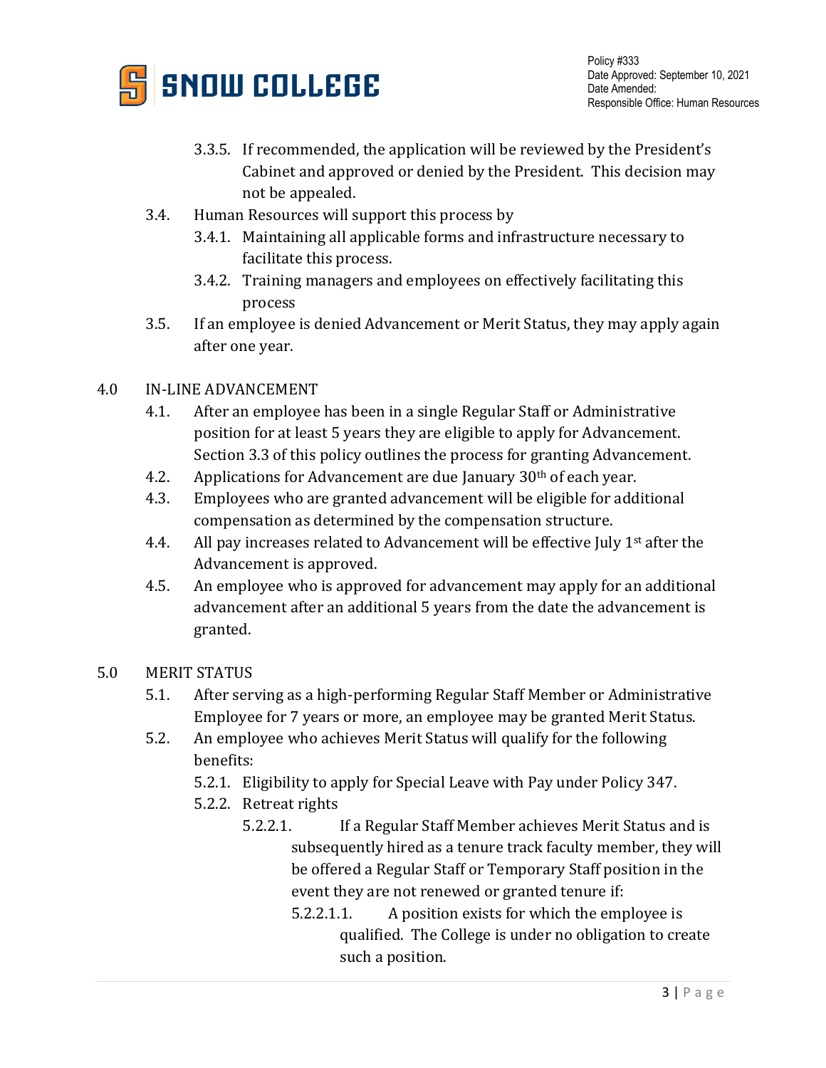3.3.5. If recommended, the application will be reviewed by the President's Cabinet and approved or denied by the President. This decision may not be appealed.

3.4. Human Resources will support this process by

3.4.1. Maintaining all applicable forms and infrastructure necessary to facilitate this process.

3.4.2. Training managers and employees on effectively facilitating this process

3.5. If an employee is denied Advancement or Merit Status, they may apply again after one year.

## 4.0 IN-LINE ADVANCEMENT

4.1. After an employee has been in a single Regular Staff or Administrative position for at least 5 years they are eligible to apply for Advancement. Section 3.3 of this policy outlines the process for granting Advancement.

4.2. Applications for Advancement are due January 30th of each year.

4.3. Employees who are granted advancement will be eligible for additional compensation as determined by the compensation structure.

4.4. All pay increases related to Advancement will be effective July 1st after the Advancement is approved.

4.5. An employee who is approved for advancement may apply for an additional advancement after an additional 5 years from the date the advancement is granted.

## 5.0 MERIT STATUS

5.1. After serving as a high-performing Regular Staff Member or Administrative Employee for 7 years or more, an employee may be granted Merit Status.

5.2. An employee who achieves Merit Status will qualify for the following benefits:

5.2.1. Eligibility to apply for Special Leave with Pay under Policy 347.

5.2.2. Retreat rights

5.2.2.1. If a Regular Staff Member achieves Merit Status and is subsequently hired as a tenure track faculty member, they will be offered a Regular Staff or Temporary Staff position in the event they are not renewed or granted tenure if:

5.2.2.1.1. A position exists for which the employee is qualified. The College is under no obligation to create such a position.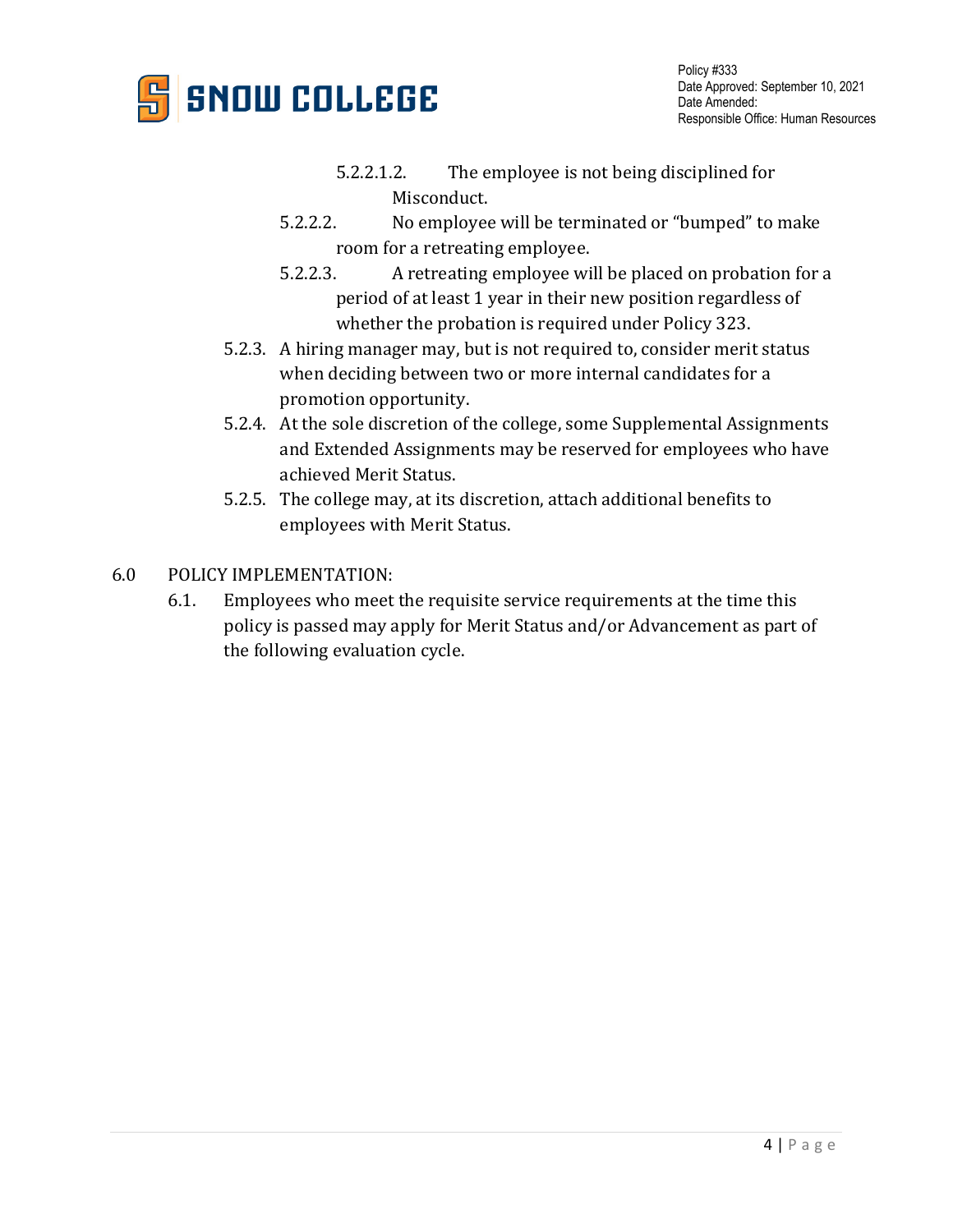5.2.2.1.2. The employee is not being disciplined for Misconduct.

5.2.2.2. No employee will be terminated or "bumped" to make room for a retreating employee.

5.2.2.3. A retreating employee will be placed on probation for a period of at least 1 year in their new position regardless of whether the probation is required under Policy 323.

5.2.3. A hiring manager may, but is not required to, consider merit status when deciding between two or more internal candidates for a promotion opportunity.

5.2.4. At the sole discretion of the college, some Supplemental Assignments and Extended Assignments may be reserved for employees who have achieved Merit Status.

5.2.5. The college may, at its discretion, attach additional benefits to employees with Merit Status.

## 6.0 POLICY IMPLEMENTATION:

6.1. Employees who meet the requisite service requirements at the time this policy is passed may apply for Merit Status and/or Advancement as part of the following evaluation cycle.